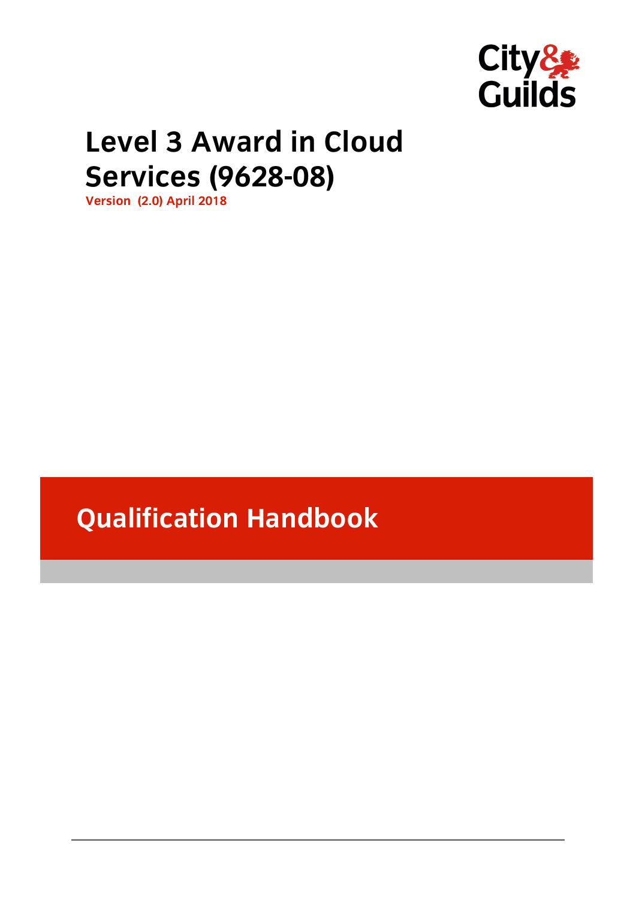City & Guilds

# Level 3 Award in Cloud Services (9628-08)

**Version (2.0) April 2018**

## Qualification Handbook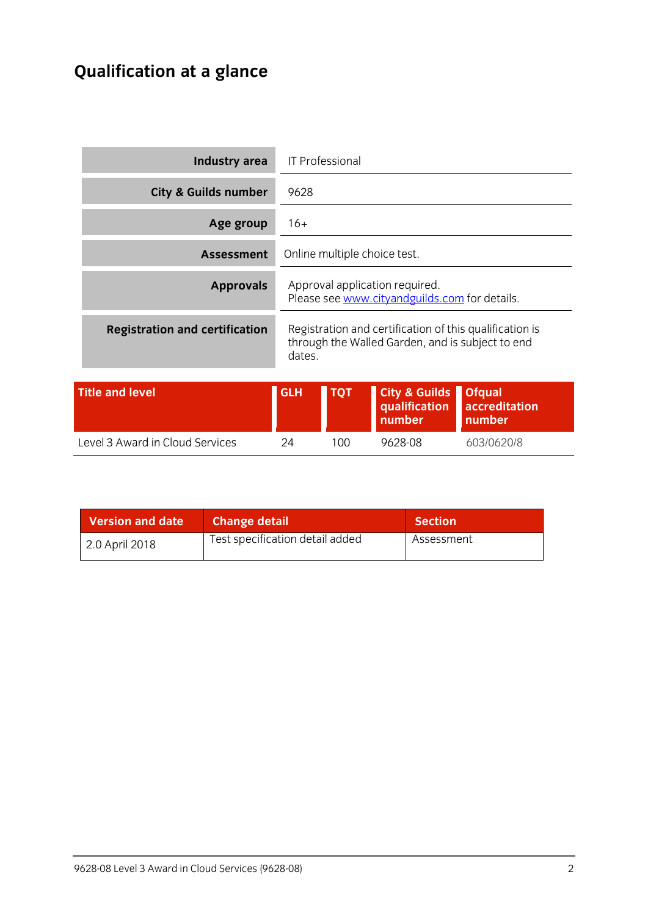# Qualification at a glance

| | |
|---|---|
| **Industry area** | IT Professional |
| **City & Guilds number** | 9628 |
| **Age group** | 16+ |
| **Assessment** | Online multiple choice test. |
| **Approvals** | Approval application required.<br>Please see www.cityandguilds.com for details. |
| **Registration and certification** | Registration and certification of this qualification is through the Walled Garden, and is subject to end dates. |

| Title and level | GLH | TQT | City & Guilds qualification number | Ofqual accreditation number |
|---|---|---|---|---|
| Level 3 Award in Cloud Services | 24 | 100 | 9628-08 | 603/0620/8 |

| Version and date | Change detail | Section |
|---|---|---|
| 2.0 April 2018 | Test specification detail added | Assessment |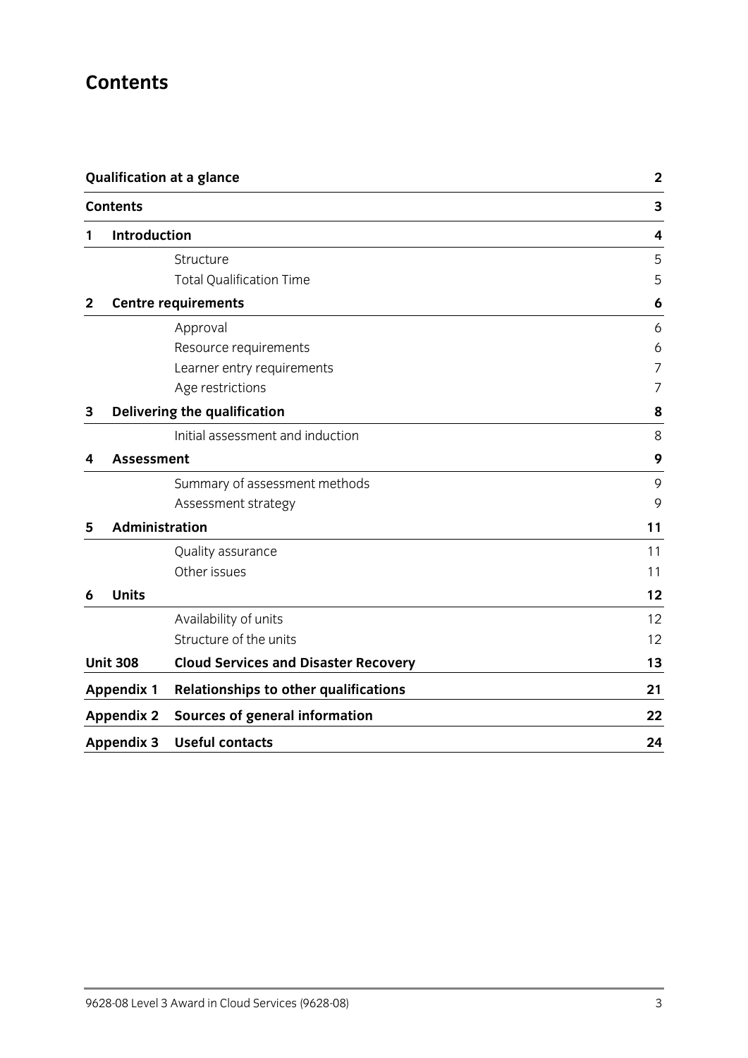# Contents

| | | |
|---|---|---|
| **Qualification at a glance** | | **2** |
| **Contents** | | **3** |
| **1** | **Introduction** | **4** |
| | Structure | 5 |
| | Total Qualification Time | 5 |
| **2** | **Centre requirements** | **6** |
| | Approval | 6 |
| | Resource requirements | 6 |
| | Learner entry requirements | 7 |
| | Age restrictions | 7 |
| **3** | **Delivering the qualification** | **8** |
| | Initial assessment and induction | 8 |
| **4** | **Assessment** | **9** |
| | Summary of assessment methods | 9 |
| | Assessment strategy | 9 |
| **5** | **Administration** | **11** |
| | Quality assurance | 11 |
| | Other issues | 11 |
| **6** | **Units** | **12** |
| | Availability of units | 12 |
| | Structure of the units | 12 |
| **Unit 308** | **Cloud Services and Disaster Recovery** | **13** |
| **Appendix 1** | **Relationships to other qualifications** | **21** |
| **Appendix 2** | **Sources of general information** | **22** |
| **Appendix 3** | **Useful contacts** | **24** |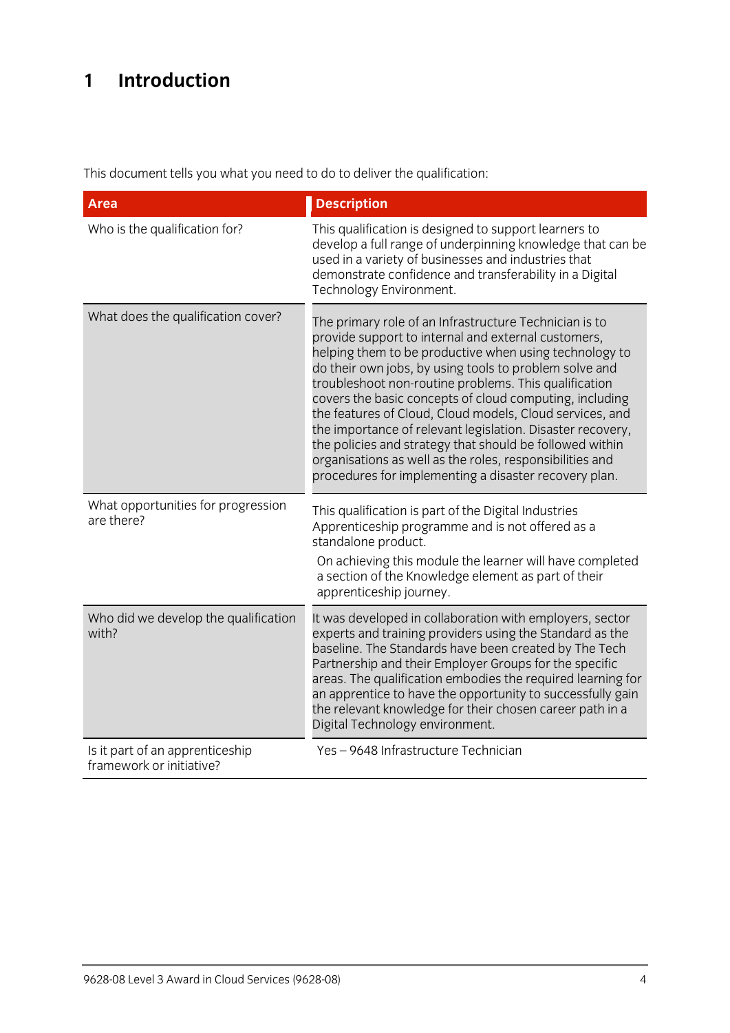# 1 Introduction

This document tells you what you need to do to deliver the qualification:

| Area | Description |
| --- | --- |
| Who is the qualification for? | This qualification is designed to support learners to develop a full range of underpinning knowledge that can be used in a variety of businesses and industries that demonstrate confidence and transferability in a Digital Technology Environment. |
| What does the qualification cover? | The primary role of an Infrastructure Technician is to provide support to internal and external customers, helping them to be productive when using technology to do their own jobs, by using tools to problem solve and troubleshoot non-routine problems. This qualification covers the basic concepts of cloud computing, including the features of Cloud, Cloud models, Cloud services, and the importance of relevant legislation. Disaster recovery, the policies and strategy that should be followed within organisations as well as the roles, responsibilities and procedures for implementing a disaster recovery plan. |
| What opportunities for progression are there? | This qualification is part of the Digital Industries Apprenticeship programme and is not offered as a standalone product.<br><br>On achieving this module the learner will have completed a section of the Knowledge element as part of their apprenticeship journey. |
| Who did we develop the qualification with? | It was developed in collaboration with employers, sector experts and training providers using the Standard as the baseline. The Standards have been created by The Tech Partnership and their Employer Groups for the specific areas. The qualification embodies the required learning for an apprentice to have the opportunity to successfully gain the relevant knowledge for their chosen career path in a Digital Technology environment. |
| Is it part of an apprenticeship framework or initiative? | Yes – 9648 Infrastructure Technician |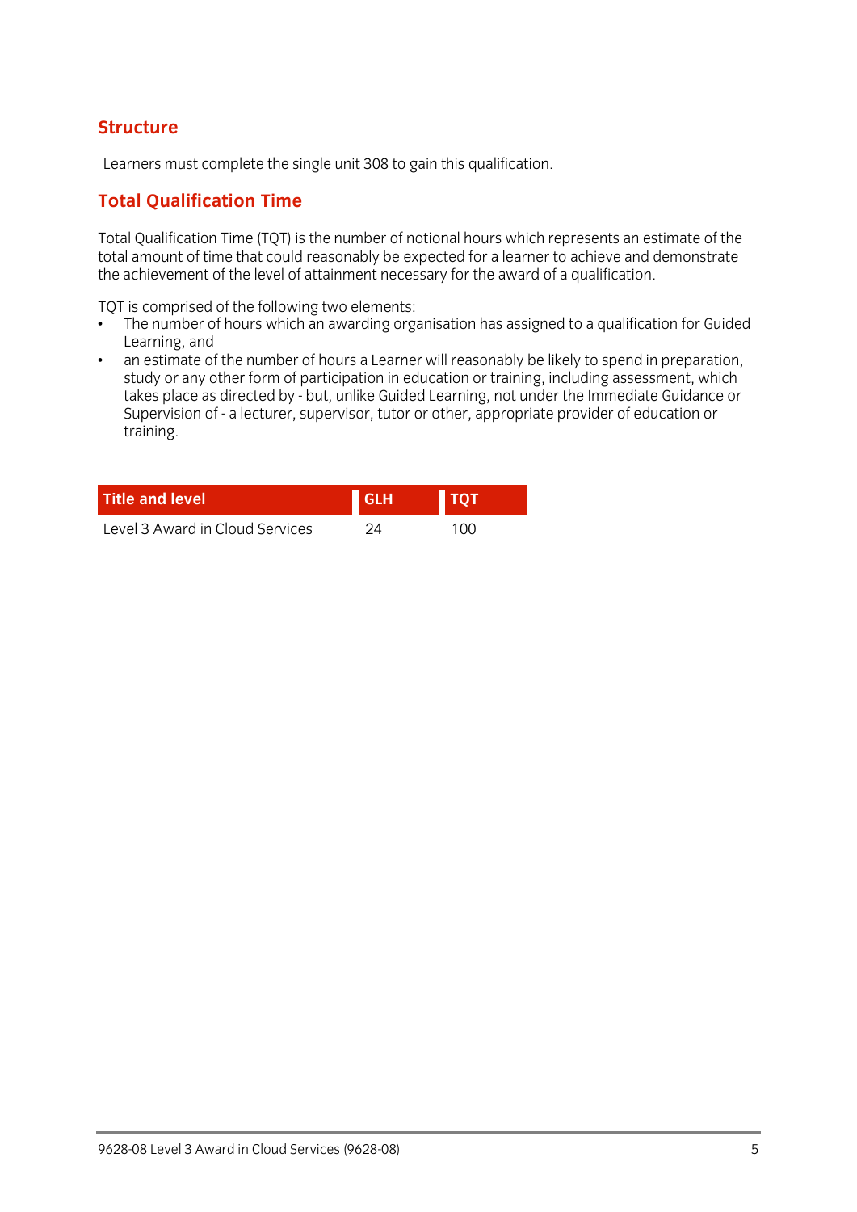## Structure

Learners must complete the single unit 308 to gain this qualification.

## Total Qualification Time

Total Qualification Time (TQT) is the number of notional hours which represents an estimate of the total amount of time that could reasonably be expected for a learner to achieve and demonstrate the achievement of the level of attainment necessary for the award of a qualification.

TQT is comprised of the following two elements:

- The number of hours which an awarding organisation has assigned to a qualification for Guided Learning, and
- an estimate of the number of hours a Learner will reasonably be likely to spend in preparation, study or any other form of participation in education or training, including assessment, which takes place as directed by - but, unlike Guided Learning, not under the Immediate Guidance or Supervision of - a lecturer, supervisor, tutor or other, appropriate provider of education or training.

| Title and level | GLH | TQT |
|---|---|---|
| Level 3 Award in Cloud Services | 24 | 100 |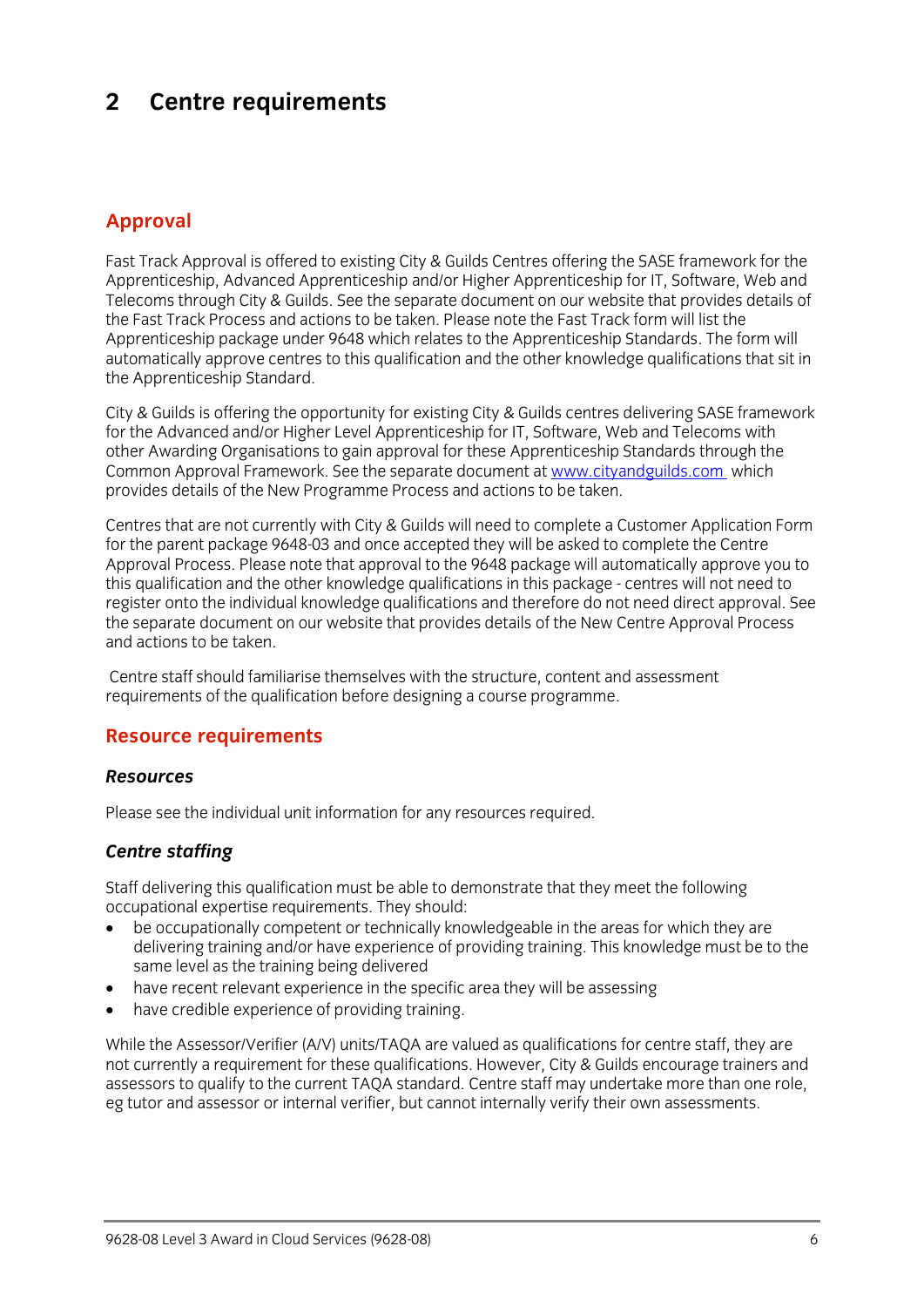# 2 Centre requirements

## Approval

Fast Track Approval is offered to existing City & Guilds Centres offering the SASE framework for the Apprenticeship, Advanced Apprenticeship and/or Higher Apprenticeship for IT, Software, Web and Telecoms through City & Guilds. See the separate document on our website that provides details of the Fast Track Process and actions to be taken. Please note the Fast Track form will list the Apprenticeship package under 9648 which relates to the Apprenticeship Standards. The form will automatically approve centres to this qualification and the other knowledge qualifications that sit in the Apprenticeship Standard.

City & Guilds is offering the opportunity for existing City & Guilds centres delivering SASE framework for the Advanced and/or Higher Level Apprenticeship for IT, Software, Web and Telecoms with other Awarding Organisations to gain approval for these Apprenticeship Standards through the Common Approval Framework. See the separate document at [www.cityandguilds.com](http://www.cityandguilds.com) which provides details of the New Programme Process and actions to be taken.

Centres that are not currently with City & Guilds will need to complete a Customer Application Form for the parent package 9648-03 and once accepted they will be asked to complete the Centre Approval Process. Please note that approval to the 9648 package will automatically approve you to this qualification and the other knowledge qualifications in this package - centres will not need to register onto the individual knowledge qualifications and therefore do not need direct approval. See the separate document on our website that provides details of the New Centre Approval Process and actions to be taken.

Centre staff should familiarise themselves with the structure, content and assessment requirements of the qualification before designing a course programme.

## Resource requirements

### *Resources*

Please see the individual unit information for any resources required.

### *Centre staffing*

Staff delivering this qualification must be able to demonstrate that they meet the following occupational expertise requirements. They should:

- be occupationally competent or technically knowledgeable in the areas for which they are delivering training and/or have experience of providing training. This knowledge must be to the same level as the training being delivered
- have recent relevant experience in the specific area they will be assessing
- have credible experience of providing training.

While the Assessor/Verifier (A/V) units/TAQA are valued as qualifications for centre staff, they are not currently a requirement for these qualifications. However, City & Guilds encourage trainers and assessors to qualify to the current TAQA standard. Centre staff may undertake more than one role, eg tutor and assessor or internal verifier, but cannot internally verify their own assessments.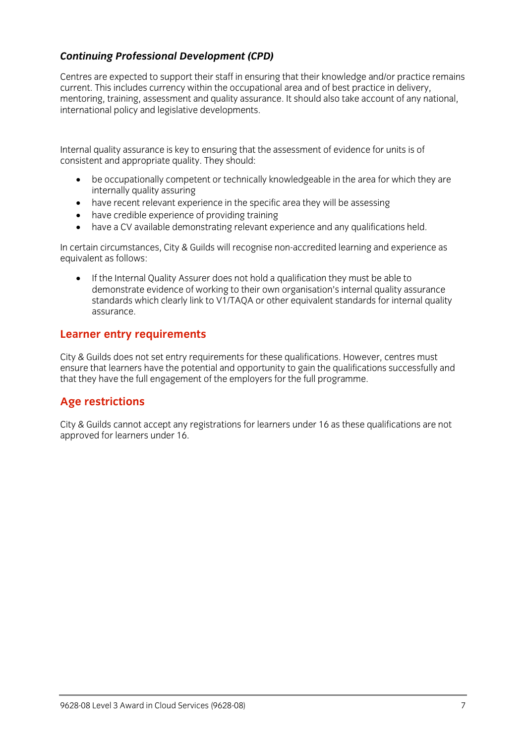### *Continuing Professional Development (CPD)*

Centres are expected to support their staff in ensuring that their knowledge and/or practice remains current. This includes currency within the occupational area and of best practice in delivery, mentoring, training, assessment and quality assurance. It should also take account of any national, international policy and legislative developments.

Internal quality assurance is key to ensuring that the assessment of evidence for units is of consistent and appropriate quality. They should:

- be occupationally competent or technically knowledgeable in the area for which they are internally quality assuring
- have recent relevant experience in the specific area they will be assessing
- have credible experience of providing training
- have a CV available demonstrating relevant experience and any qualifications held.

In certain circumstances, City & Guilds will recognise non-accredited learning and experience as equivalent as follows:

- If the Internal Quality Assurer does not hold a qualification they must be able to demonstrate evidence of working to their own organisation's internal quality assurance standards which clearly link to V1/TAQA or other equivalent standards for internal quality assurance.

## Learner entry requirements

City & Guilds does not set entry requirements for these qualifications. However, centres must ensure that learners have the potential and opportunity to gain the qualifications successfully and that they have the full engagement of the employers for the full programme.

## Age restrictions

City & Guilds cannot accept any registrations for learners under 16 as these qualifications are not approved for learners under 16.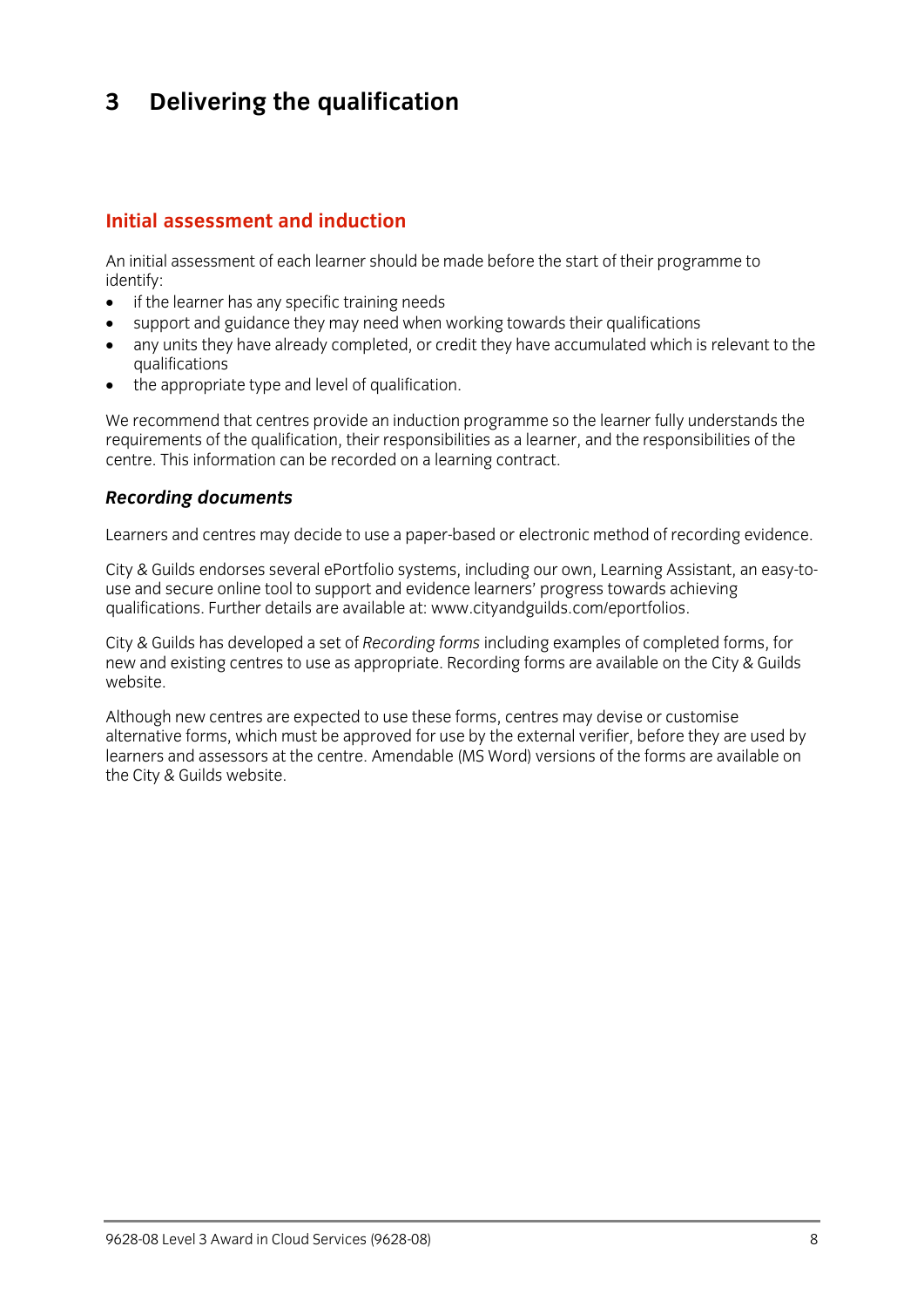# 3 Delivering the qualification

## Initial assessment and induction

An initial assessment of each learner should be made before the start of their programme to identify:

- if the learner has any specific training needs
- support and guidance they may need when working towards their qualifications
- any units they have already completed, or credit they have accumulated which is relevant to the qualifications
- the appropriate type and level of qualification.

We recommend that centres provide an induction programme so the learner fully understands the requirements of the qualification, their responsibilities as a learner, and the responsibilities of the centre. This information can be recorded on a learning contract.

### *Recording documents*

Learners and centres may decide to use a paper-based or electronic method of recording evidence.

City & Guilds endorses several ePortfolio systems, including our own, Learning Assistant, an easy-to-use and secure online tool to support and evidence learners' progress towards achieving qualifications. Further details are available at: www.cityandguilds.com/eportfolios.

City & Guilds has developed a set of *Recording forms* including examples of completed forms, for new and existing centres to use as appropriate. Recording forms are available on the City & Guilds website.

Although new centres are expected to use these forms, centres may devise or customise alternative forms, which must be approved for use by the external verifier, before they are used by learners and assessors at the centre. Amendable (MS Word) versions of the forms are available on the City & Guilds website.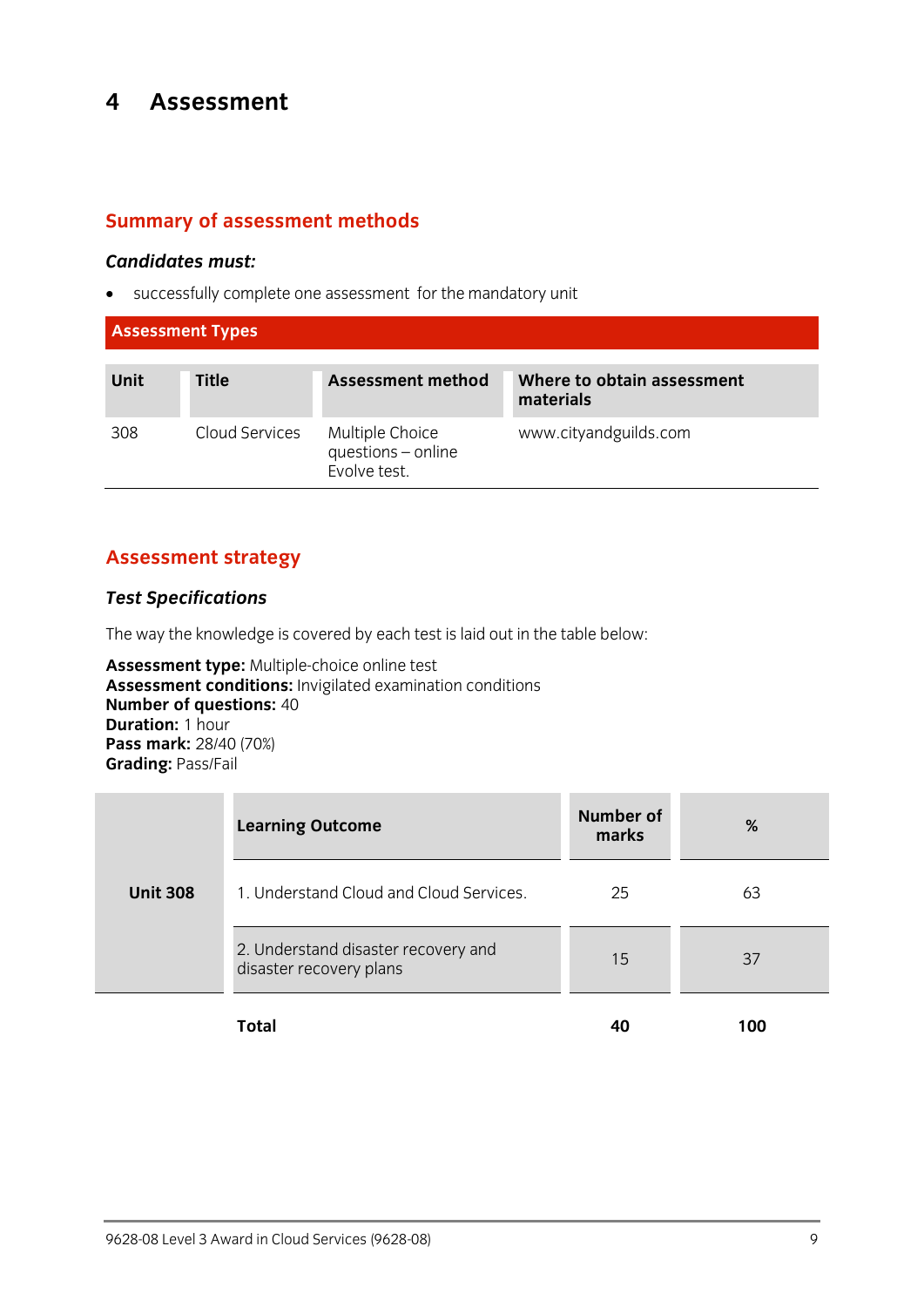# 4 Assessment

## Summary of assessment methods

***Candidates must:***

- successfully complete one assessment for the mandatory unit

**Assessment Types**

| Unit | Title | Assessment method | Where to obtain assessment materials |
|---|---|---|---|
| 308 | Cloud Services | Multiple Choice questions – online Evolve test. | www.cityandguilds.com |

## Assessment strategy

***Test Specifications***

The way the knowledge is covered by each test is laid out in the table below:

**Assessment type:** Multiple-choice online test
**Assessment conditions:** Invigilated examination conditions
**Number of questions:** 40
**Duration:** 1 hour
**Pass mark:** 28/40 (70%)
**Grading:** Pass/Fail

| | Learning Outcome | Number of marks | % |
|---|---|---|---|
| **Unit 308** | 1. Understand Cloud and Cloud Services. | 25 | 63 |
| | 2. Understand disaster recovery and disaster recovery plans | 15 | 37 |
| | **Total** | **40** | **100** |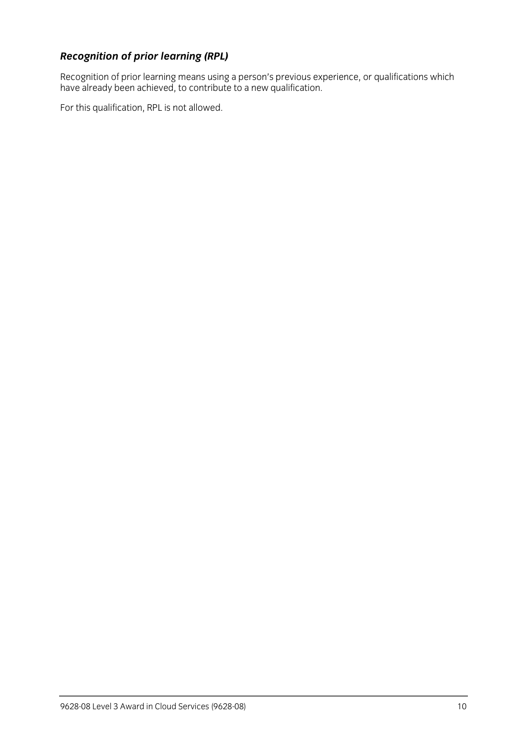### *Recognition of prior learning (RPL)*

Recognition of prior learning means using a person's previous experience, or qualifications which have already been achieved, to contribute to a new qualification.

For this qualification, RPL is not allowed.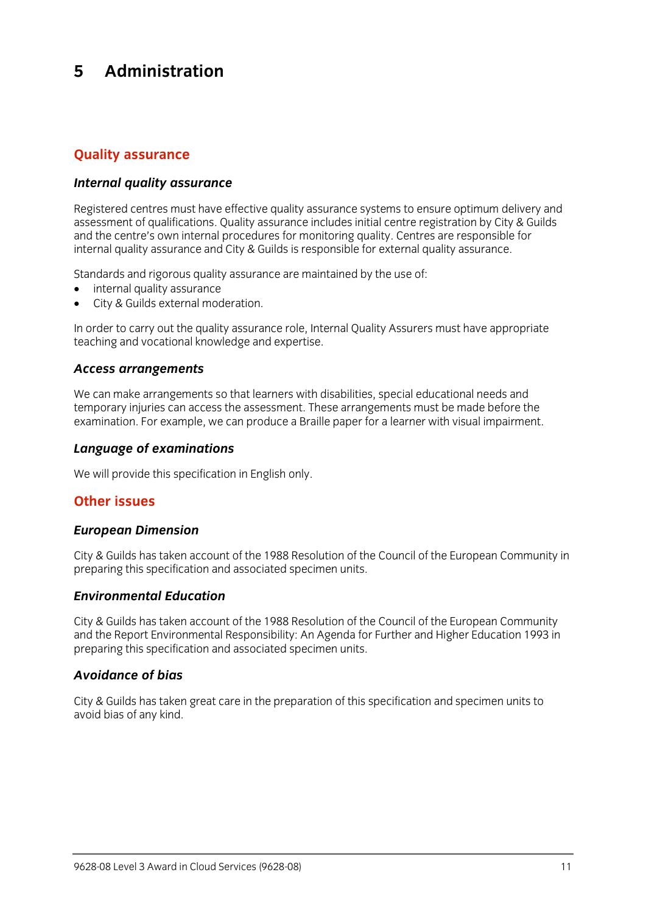# 5 Administration

## Quality assurance

### *Internal quality assurance*

Registered centres must have effective quality assurance systems to ensure optimum delivery and assessment of qualifications. Quality assurance includes initial centre registration by City & Guilds and the centre's own internal procedures for monitoring quality. Centres are responsible for internal quality assurance and City & Guilds is responsible for external quality assurance.

Standards and rigorous quality assurance are maintained by the use of:

- internal quality assurance
- City & Guilds external moderation.

In order to carry out the quality assurance role, Internal Quality Assurers must have appropriate teaching and vocational knowledge and expertise.

### *Access arrangements*

We can make arrangements so that learners with disabilities, special educational needs and temporary injuries can access the assessment. These arrangements must be made before the examination. For example, we can produce a Braille paper for a learner with visual impairment.

### *Language of examinations*

We will provide this specification in English only.

## Other issues

### *European Dimension*

City & Guilds has taken account of the 1988 Resolution of the Council of the European Community in preparing this specification and associated specimen units.

### *Environmental Education*

City & Guilds has taken account of the 1988 Resolution of the Council of the European Community and the Report Environmental Responsibility: An Agenda for Further and Higher Education 1993 in preparing this specification and associated specimen units.

### *Avoidance of bias*

City & Guilds has taken great care in the preparation of this specification and specimen units to avoid bias of any kind.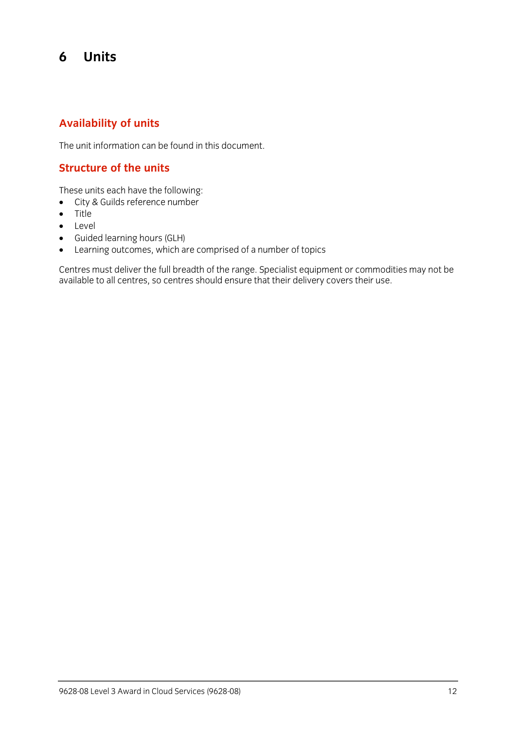# 6 Units

## Availability of units

The unit information can be found in this document.

## Structure of the units

These units each have the following:

- City & Guilds reference number
- Title
- Level
- Guided learning hours (GLH)
- Learning outcomes, which are comprised of a number of topics

Centres must deliver the full breadth of the range. Specialist equipment or commodities may not be available to all centres, so centres should ensure that their delivery covers their use.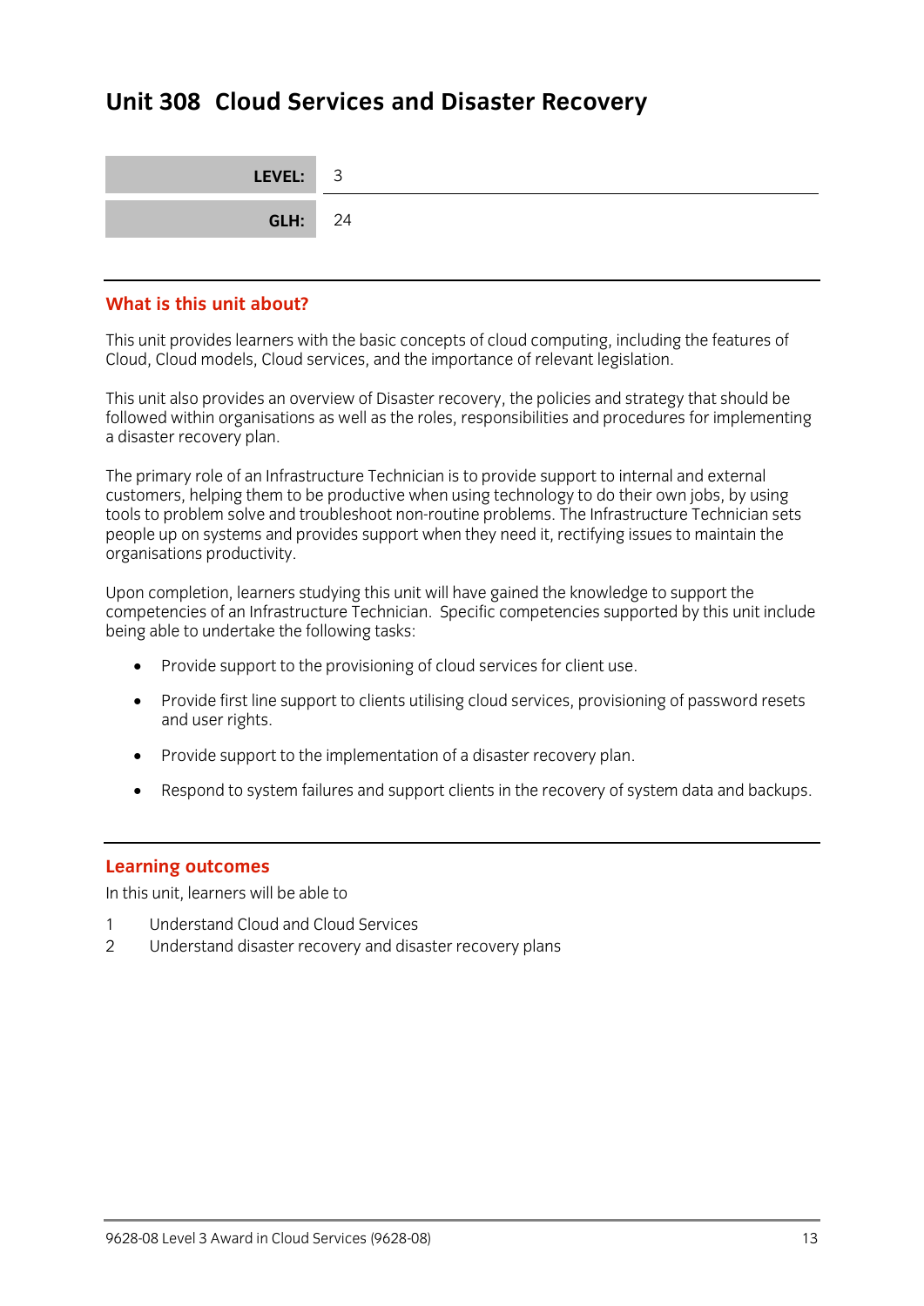# Unit 308 Cloud Services and Disaster Recovery

| | |
|---|---|
| **LEVEL:** | 3 |
| **GLH:** | 24 |

## What is this unit about?

This unit provides learners with the basic concepts of cloud computing, including the features of Cloud, Cloud models, Cloud services, and the importance of relevant legislation.

This unit also provides an overview of Disaster recovery, the policies and strategy that should be followed within organisations as well as the roles, responsibilities and procedures for implementing a disaster recovery plan.

The primary role of an Infrastructure Technician is to provide support to internal and external customers, helping them to be productive when using technology to do their own jobs, by using tools to problem solve and troubleshoot non-routine problems. The Infrastructure Technician sets people up on systems and provides support when they need it, rectifying issues to maintain the organisations productivity.

Upon completion, learners studying this unit will have gained the knowledge to support the competencies of an Infrastructure Technician. Specific competencies supported by this unit include being able to undertake the following tasks:

- Provide support to the provisioning of cloud services for client use.
- Provide first line support to clients utilising cloud services, provisioning of password resets and user rights.
- Provide support to the implementation of a disaster recovery plan.
- Respond to system failures and support clients in the recovery of system data and backups.

## Learning outcomes

In this unit, learners will be able to

1. Understand Cloud and Cloud Services
2. Understand disaster recovery and disaster recovery plans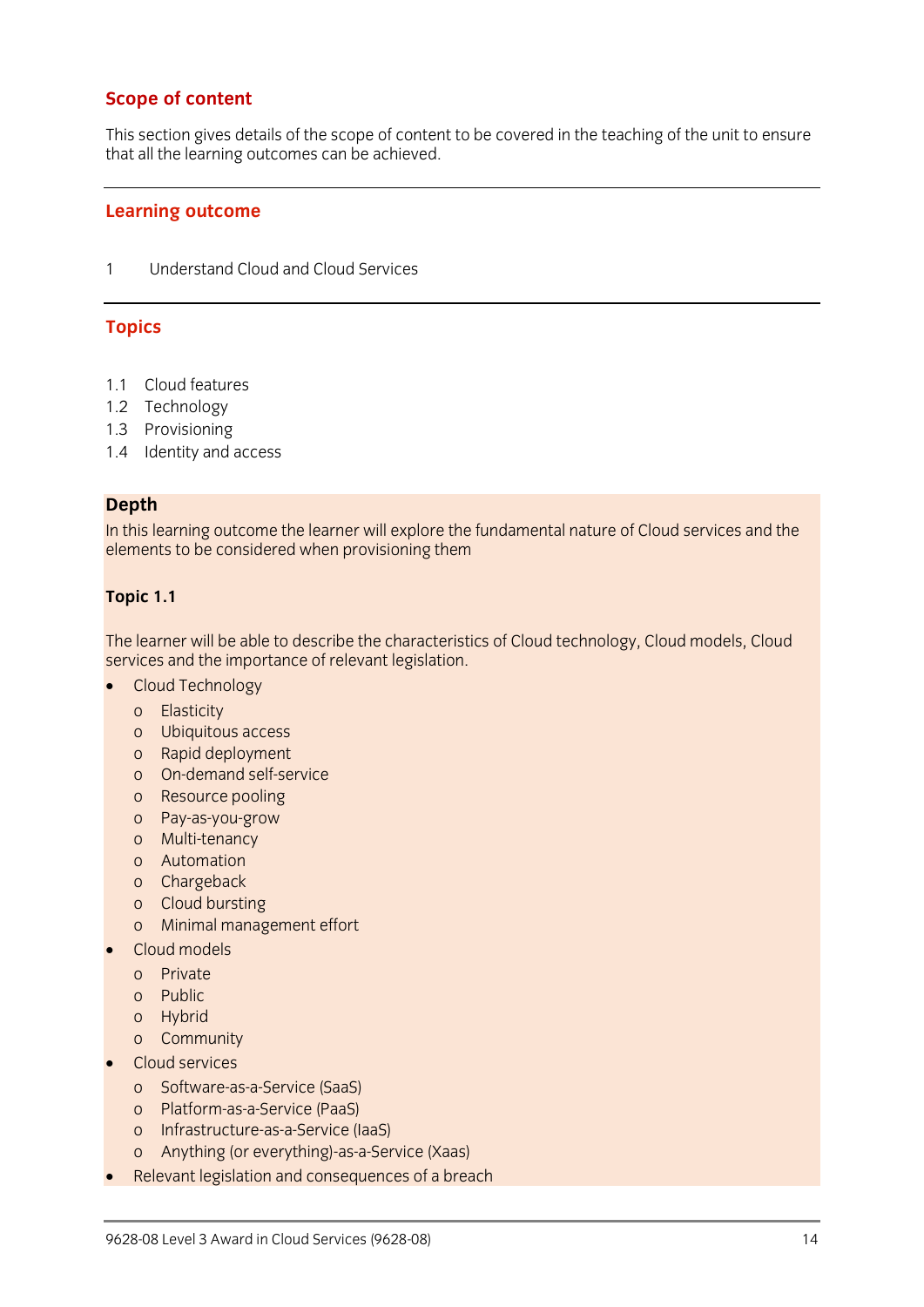## Scope of content

This section gives details of the scope of content to be covered in the teaching of the unit to ensure that all the learning outcomes can be achieved.

## Learning outcome

1 Understand Cloud and Cloud Services

## Topics

1.1 Cloud features
1.2 Technology
1.3 Provisioning
1.4 Identity and access

**Depth**

In this learning outcome the learner will explore the fundamental nature of Cloud services and the elements to be considered when provisioning them

**Topic 1.1**

The learner will be able to describe the characteristics of Cloud technology, Cloud models, Cloud services and the importance of relevant legislation.

- Cloud Technology
  - Elasticity
  - Ubiquitous access
  - Rapid deployment
  - On-demand self-service
  - Resource pooling
  - Pay-as-you-grow
  - Multi-tenancy
  - Automation
  - Chargeback
  - Cloud bursting
  - Minimal management effort
- Cloud models
  - Private
  - Public
  - Hybrid
  - Community
- Cloud services
  - Software-as-a-Service (SaaS)
  - Platform-as-a-Service (PaaS)
  - Infrastructure-as-a-Service (IaaS)
  - Anything (or everything)-as-a-Service (Xaas)
- Relevant legislation and consequences of a breach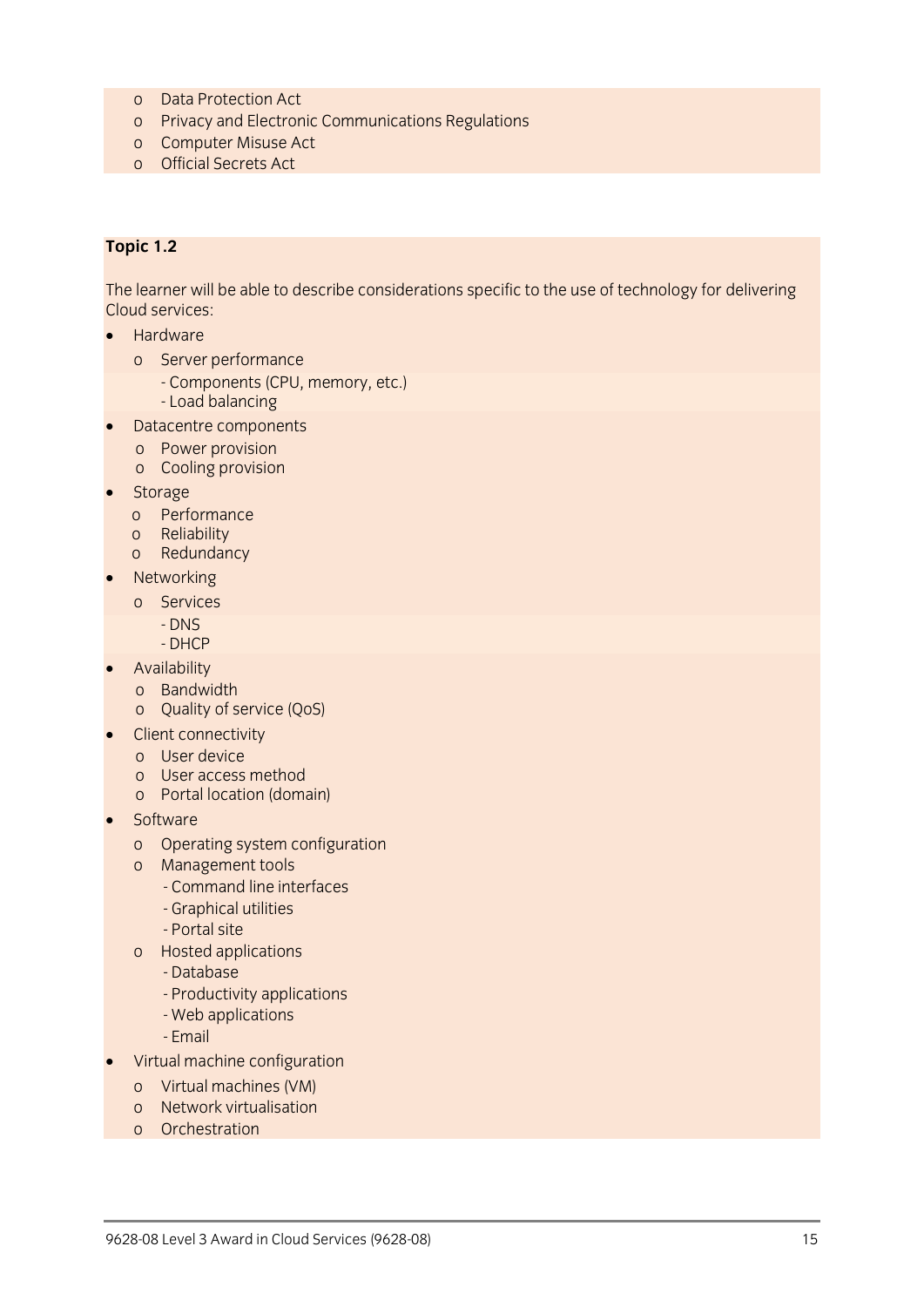- Data Protection Act
- Privacy and Electronic Communications Regulations
- Computer Misuse Act
- Official Secrets Act

**Topic 1.2**

The learner will be able to describe considerations specific to the use of technology for delivering Cloud services:

- Hardware
  - Server performance
    - Components (CPU, memory, etc.)
    - Load balancing
- Datacentre components
  - Power provision
  - Cooling provision
- Storage
  - Performance
  - Reliability
  - Redundancy
- Networking
  - Services
    - DNS
    - DHCP
- Availability
  - Bandwidth
  - Quality of service (QoS)
- Client connectivity
  - User device
  - User access method
  - Portal location (domain)
- Software
  - Operating system configuration
  - Management tools
    - Command line interfaces
    - Graphical utilities
    - Portal site
  - Hosted applications
    - Database
    - Productivity applications
    - Web applications
    - Email
- Virtual machine configuration
  - Virtual machines (VM)
  - Network virtualisation
  - Orchestration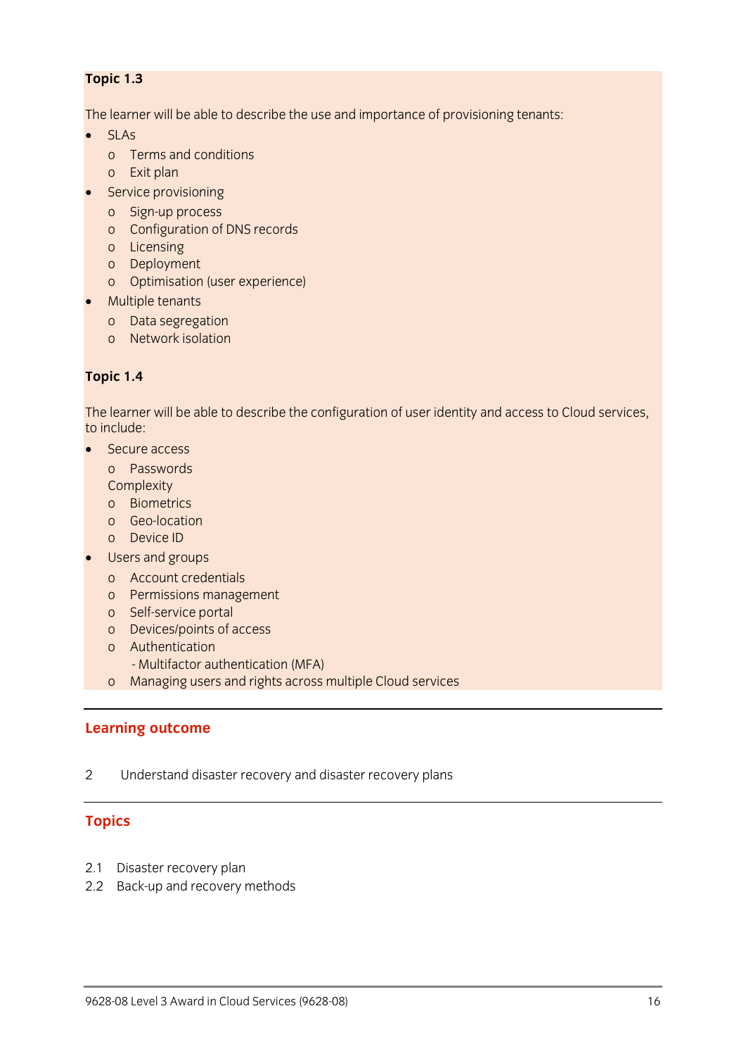**Topic 1.3**

The learner will be able to describe the use and importance of provisioning tenants:

- SLAs
  - Terms and conditions
  - Exit plan
- Service provisioning
  - Sign-up process
  - Configuration of DNS records
  - Licensing
  - Deployment
  - Optimisation (user experience)
- Multiple tenants
  - Data segregation
  - Network isolation

**Topic 1.4**

The learner will be able to describe the configuration of user identity and access to Cloud services, to include:

- Secure access
  - Passwords
  
  Complexity
  - Biometrics
  - Geo-location
  - Device ID
- Users and groups
  - Account credentials
  - Permissions management
  - Self-service portal
  - Devices/points of access
  - Authentication
    - Multifactor authentication (MFA)
  - Managing users and rights across multiple Cloud services

## Learning outcome

2 Understand disaster recovery and disaster recovery plans

## Topics

2.1 Disaster recovery plan
2.2 Back-up and recovery methods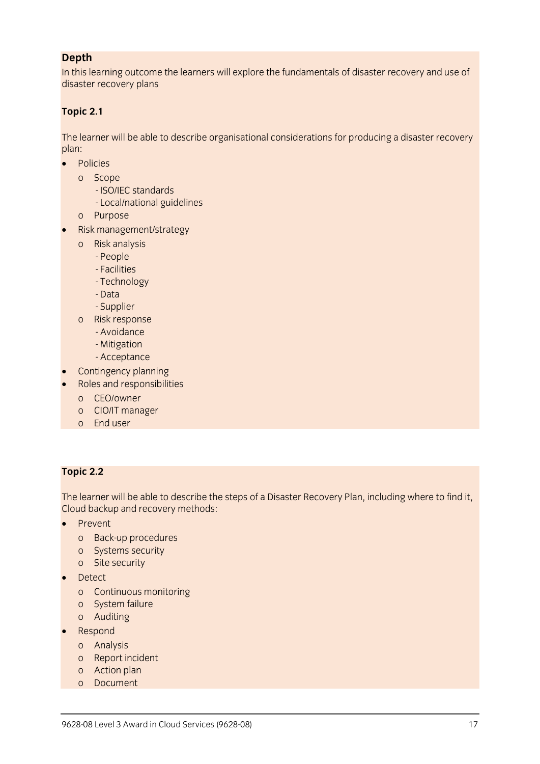**Depth**

In this learning outcome the learners will explore the fundamentals of disaster recovery and use of disaster recovery plans

**Topic 2.1**

The learner will be able to describe organisational considerations for producing a disaster recovery plan:

- Policies
  - Scope
    - ISO/IEC standards
    - Local/national guidelines
  - Purpose
- Risk management/strategy
  - Risk analysis
    - People
    - Facilities
    - Technology
    - Data
    - Supplier
  - Risk response
    - Avoidance
    - Mitigation
    - Acceptance
- Contingency planning
- Roles and responsibilities
  - CEO/owner
  - CIO/IT manager
  - End user

**Topic 2.2**

The learner will be able to describe the steps of a Disaster Recovery Plan, including where to find it, Cloud backup and recovery methods:

- Prevent
  - Back-up procedures
  - Systems security
  - Site security
- Detect
  - Continuous monitoring
  - System failure
  - Auditing
- Respond
  - Analysis
  - Report incident
  - Action plan
  - Document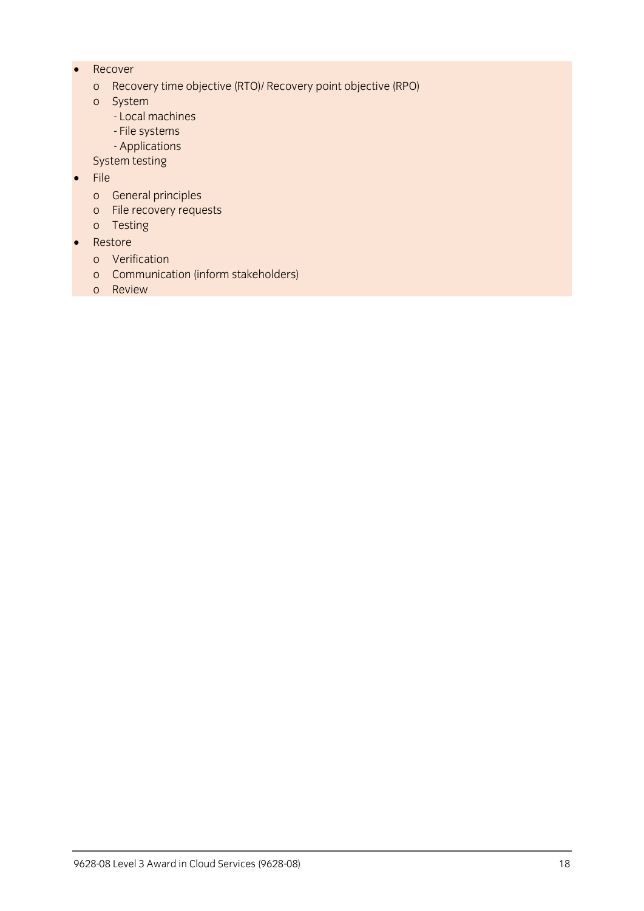- Recover
  - Recovery time objective (RTO)/ Recovery point objective (RPO)
  - System
    - Local machines
    - File systems
    - Applications

  System testing
- File
  - General principles
  - File recovery requests
  - Testing
- Restore
  - Verification
  - Communication (inform stakeholders)
  - Review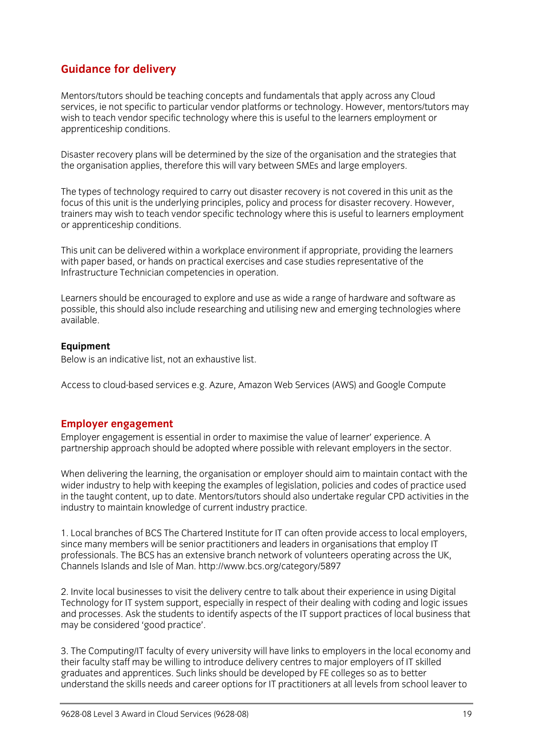## Guidance for delivery

Mentors/tutors should be teaching concepts and fundamentals that apply across any Cloud services, ie not specific to particular vendor platforms or technology. However, mentors/tutors may wish to teach vendor specific technology where this is useful to the learners employment or apprenticeship conditions.

Disaster recovery plans will be determined by the size of the organisation and the strategies that the organisation applies, therefore this will vary between SMEs and large employers.

The types of technology required to carry out disaster recovery is not covered in this unit as the focus of this unit is the underlying principles, policy and process for disaster recovery. However, trainers may wish to teach vendor specific technology where this is useful to learners employment or apprenticeship conditions.

This unit can be delivered within a workplace environment if appropriate, providing the learners with paper based, or hands on practical exercises and case studies representative of the Infrastructure Technician competencies in operation.

Learners should be encouraged to explore and use as wide a range of hardware and software as possible, this should also include researching and utilising new and emerging technologies where available.

**Equipment**

Below is an indicative list, not an exhaustive list.

Access to cloud-based services e.g. Azure, Amazon Web Services (AWS) and Google Compute

## Employer engagement

Employer engagement is essential in order to maximise the value of learner' experience. A partnership approach should be adopted where possible with relevant employers in the sector.

When delivering the learning, the organisation or employer should aim to maintain contact with the wider industry to help with keeping the examples of legislation, policies and codes of practice used in the taught content, up to date. Mentors/tutors should also undertake regular CPD activities in the industry to maintain knowledge of current industry practice.

1. Local branches of BCS The Chartered Institute for IT can often provide access to local employers, since many members will be senior practitioners and leaders in organisations that employ IT professionals. The BCS has an extensive branch network of volunteers operating across the UK, Channels Islands and Isle of Man. http://www.bcs.org/category/5897

2. Invite local businesses to visit the delivery centre to talk about their experience in using Digital Technology for IT system support, especially in respect of their dealing with coding and logic issues and processes. Ask the students to identify aspects of the IT support practices of local business that may be considered 'good practice'.

3. The Computing/IT faculty of every university will have links to employers in the local economy and their faculty staff may be willing to introduce delivery centres to major employers of IT skilled graduates and apprentices. Such links should be developed by FE colleges so as to better understand the skills needs and career options for IT practitioners at all levels from school leaver to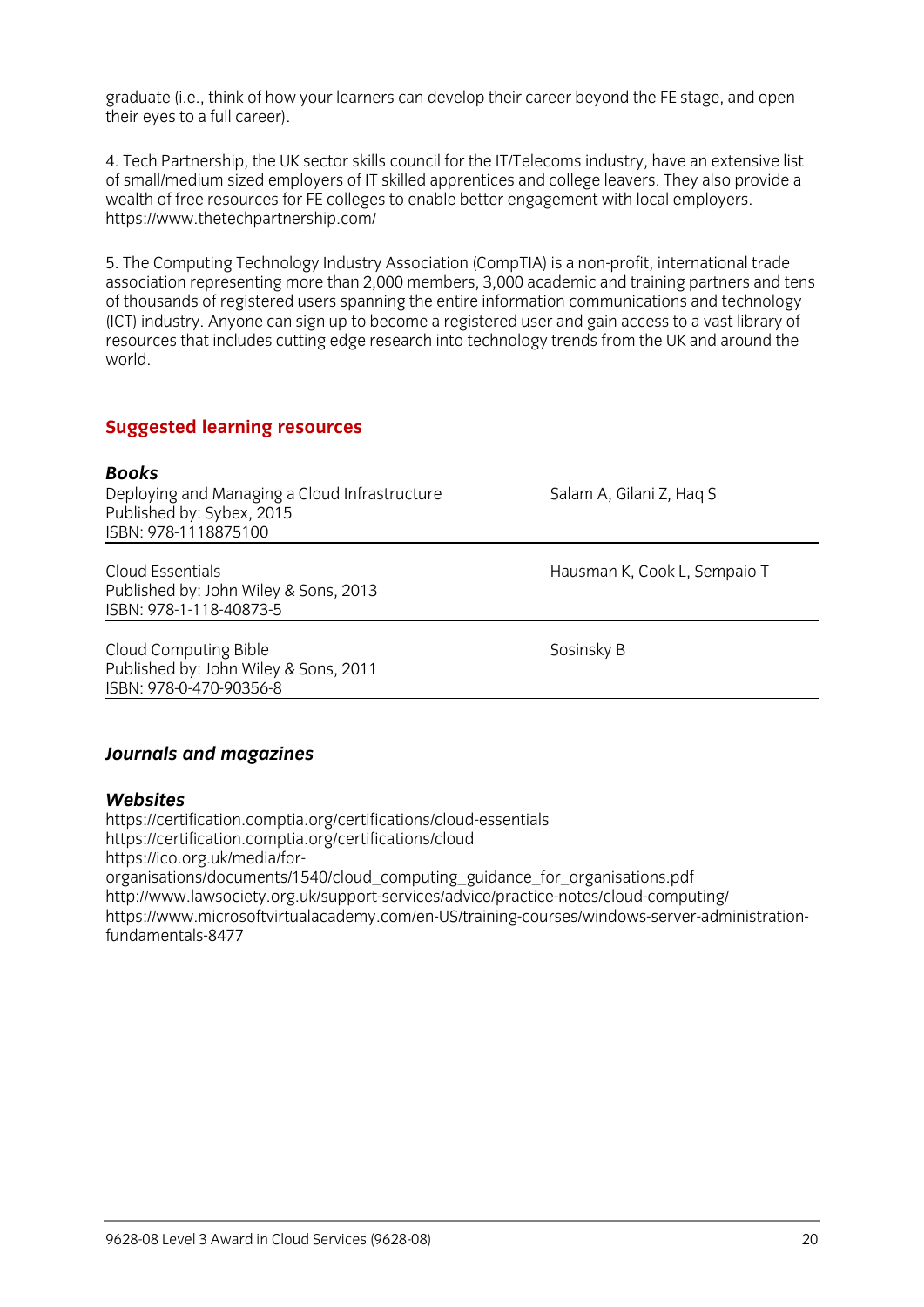graduate (i.e., think of how your learners can develop their career beyond the FE stage, and open their eyes to a full career).

4. Tech Partnership, the UK sector skills council for the IT/Telecoms industry, have an extensive list of small/medium sized employers of IT skilled apprentices and college leavers. They also provide a wealth of free resources for FE colleges to enable better engagement with local employers. https://www.thetechpartnership.com/

5. The Computing Technology Industry Association (CompTIA) is a non-profit, international trade association representing more than 2,000 members, 3,000 academic and training partners and tens of thousands of registered users spanning the entire information communications and technology (ICT) industry. Anyone can sign up to become a registered user and gain access to a vast library of resources that includes cutting edge research into technology trends from the UK and around the world.

## Suggested learning resources

### *Books*

| | |
|---|---|
| Deploying and Managing a Cloud Infrastructure<br>Published by: Sybex, 2015<br>ISBN: 978-1118875100 | Salam A, Gilani Z, Haq S |
| Cloud Essentials<br>Published by: John Wiley & Sons, 2013<br>ISBN: 978-1-118-40873-5 | Hausman K, Cook L, Sempaio T |
| Cloud Computing Bible<br>Published by: John Wiley & Sons, 2011<br>ISBN: 978-0-470-90356-8 | Sosinsky B |

### *Journals and magazines*

### *Websites*

https://certification.comptia.org/certifications/cloud-essentials
https://certification.comptia.org/certifications/cloud
https://ico.org.uk/media/for-organisations/documents/1540/cloud_computing_guidance_for_organisations.pdf
http://www.lawsociety.org.uk/support-services/advice/practice-notes/cloud-computing/
https://www.microsoftvirtualacademy.com/en-US/training-courses/windows-server-administration-fundamentals-8477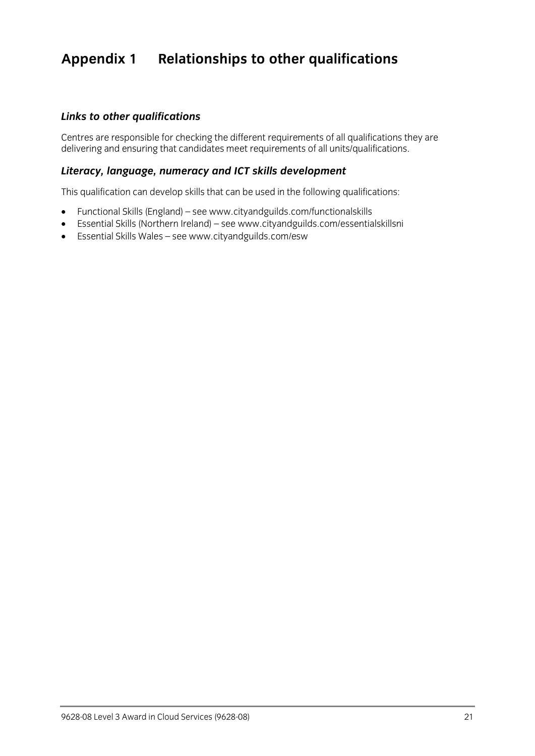# Appendix 1 Relationships to other qualifications

### *Links to other qualifications*

Centres are responsible for checking the different requirements of all qualifications they are delivering and ensuring that candidates meet requirements of all units/qualifications.

### *Literacy, language, numeracy and ICT skills development*

This qualification can develop skills that can be used in the following qualifications:

- Functional Skills (England) – see www.cityandguilds.com/functionalskills
- Essential Skills (Northern Ireland) – see www.cityandguilds.com/essentialskillsni
- Essential Skills Wales – see www.cityandguilds.com/esw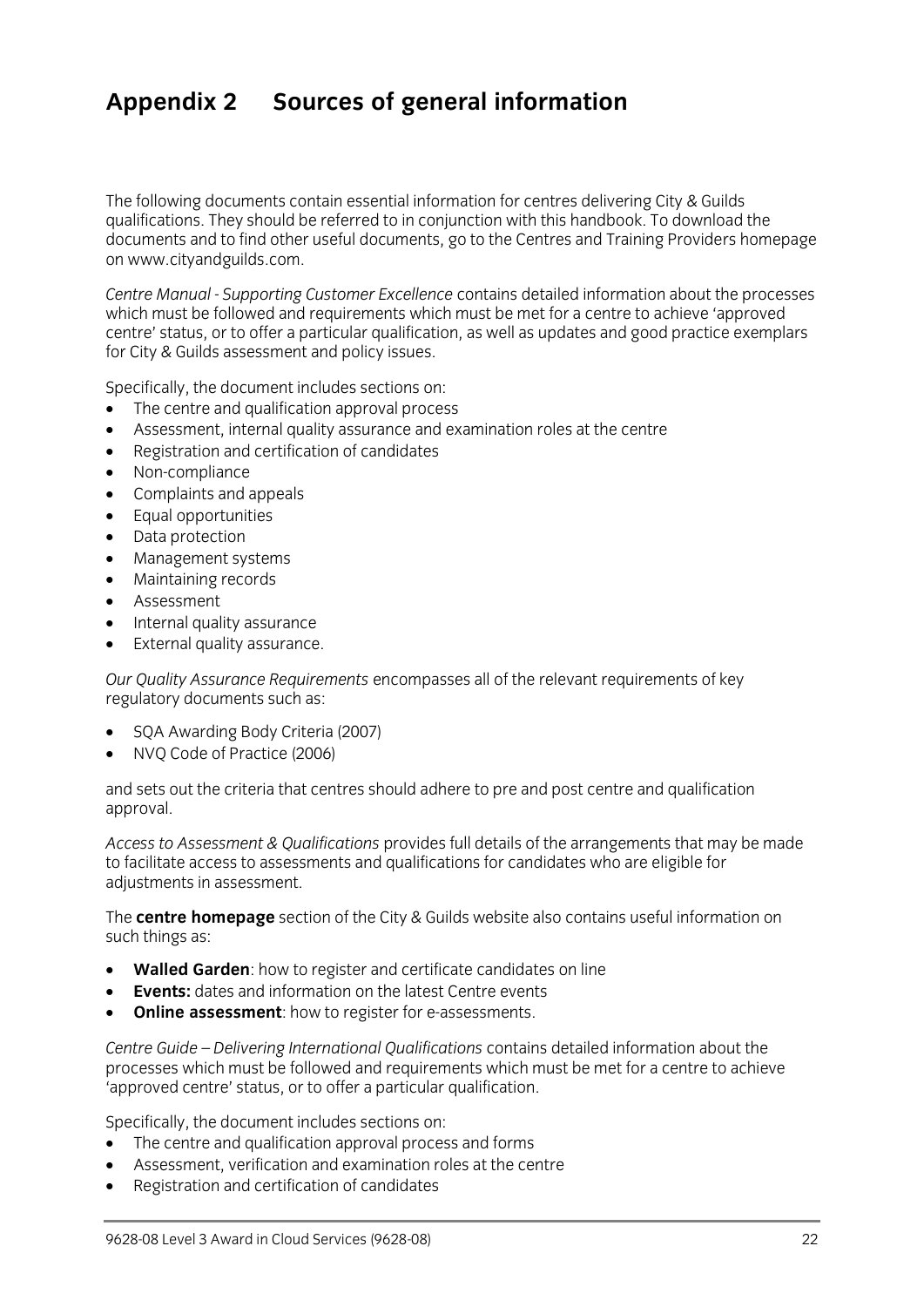# Appendix 2 Sources of general information

The following documents contain essential information for centres delivering City & Guilds qualifications. They should be referred to in conjunction with this handbook. To download the documents and to find other useful documents, go to the Centres and Training Providers homepage on www.cityandguilds.com.

*Centre Manual - Supporting Customer Excellence* contains detailed information about the processes which must be followed and requirements which must be met for a centre to achieve 'approved centre' status, or to offer a particular qualification, as well as updates and good practice exemplars for City & Guilds assessment and policy issues.

Specifically, the document includes sections on:

- The centre and qualification approval process
- Assessment, internal quality assurance and examination roles at the centre
- Registration and certification of candidates
- Non-compliance
- Complaints and appeals
- Equal opportunities
- Data protection
- Management systems
- Maintaining records
- Assessment
- Internal quality assurance
- External quality assurance.

*Our Quality Assurance Requirements* encompasses all of the relevant requirements of key regulatory documents such as:

- SQA Awarding Body Criteria (2007)
- NVQ Code of Practice (2006)

and sets out the criteria that centres should adhere to pre and post centre and qualification approval.

*Access to Assessment & Qualifications* provides full details of the arrangements that may be made to facilitate access to assessments and qualifications for candidates who are eligible for adjustments in assessment.

The **centre homepage** section of the City & Guilds website also contains useful information on such things as:

- **Walled Garden**: how to register and certificate candidates on line
- **Events:** dates and information on the latest Centre events
- **Online assessment**: how to register for e-assessments.

*Centre Guide – Delivering International Qualifications* contains detailed information about the processes which must be followed and requirements which must be met for a centre to achieve 'approved centre' status, or to offer a particular qualification.

Specifically, the document includes sections on:

- The centre and qualification approval process and forms
- Assessment, verification and examination roles at the centre
- Registration and certification of candidates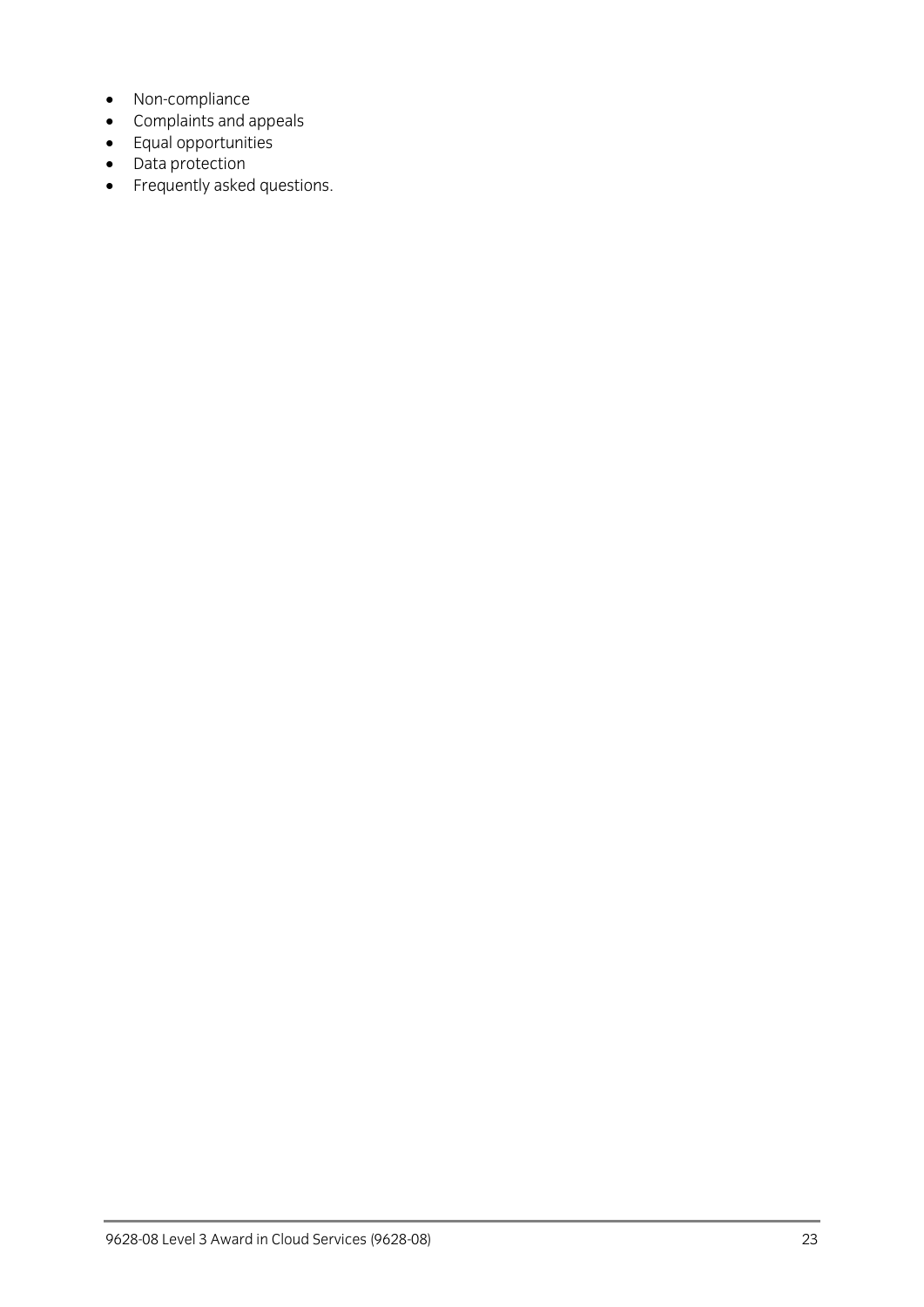- Non-compliance
- Complaints and appeals
- Equal opportunities
- Data protection
- Frequently asked questions.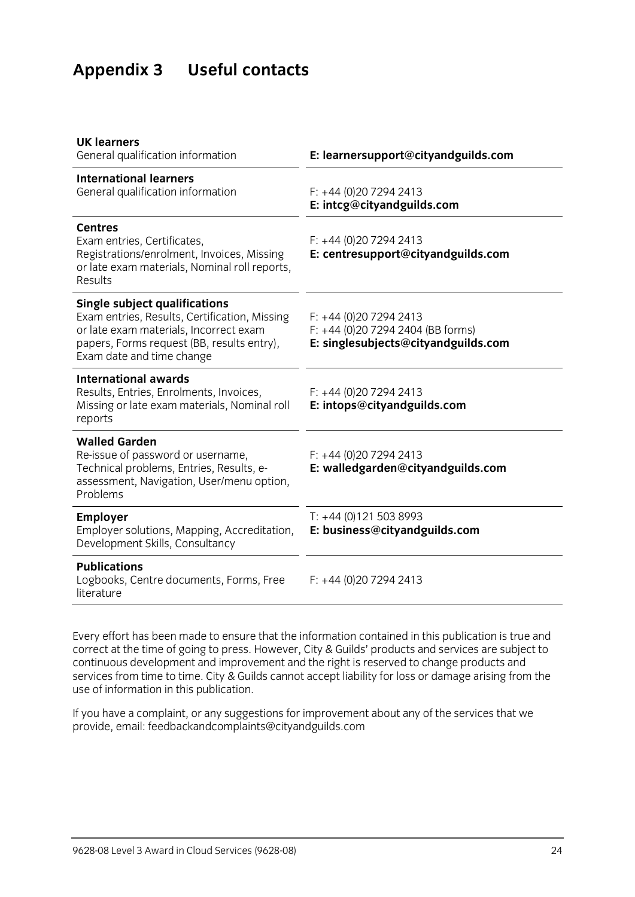# Appendix 3 Useful contacts

| | |
|---|---|
| **UK learners**<br>General qualification information | **E: learnersupport@cityandguilds.com** |
| **International learners**<br>General qualification information | F: +44 (0)20 7294 2413<br>**E: intcg@cityandguilds.com** |
| **Centres**<br>Exam entries, Certificates, Registrations/enrolment, Invoices, Missing or late exam materials, Nominal roll reports, Results | F: +44 (0)20 7294 2413<br>**E: centresupport@cityandguilds.com** |
| **Single subject qualifications**<br>Exam entries, Results, Certification, Missing or late exam materials, Incorrect exam papers, Forms request (BB, results entry), Exam date and time change | F: +44 (0)20 7294 2413<br>F: +44 (0)20 7294 2404 (BB forms)<br>**E: singlesubjects@cityandguilds.com** |
| **International awards**<br>Results, Entries, Enrolments, Invoices, Missing or late exam materials, Nominal roll reports | F: +44 (0)20 7294 2413<br>**E: intops@cityandguilds.com** |
| **Walled Garden**<br>Re-issue of password or username, Technical problems, Entries, Results, e-assessment, Navigation, User/menu option, Problems | F: +44 (0)20 7294 2413<br>**E: walledgarden@cityandguilds.com** |
| **Employer**<br>Employer solutions, Mapping, Accreditation, Development Skills, Consultancy | T: +44 (0)121 503 8993<br>**E: business@cityandguilds.com** |
| **Publications**<br>Logbooks, Centre documents, Forms, Free literature | F: +44 (0)20 7294 2413 |

Every effort has been made to ensure that the information contained in this publication is true and correct at the time of going to press. However, City & Guilds' products and services are subject to continuous development and improvement and the right is reserved to change products and services from time to time. City & Guilds cannot accept liability for loss or damage arising from the use of information in this publication.

If you have a complaint, or any suggestions for improvement about any of the services that we provide, email: feedbackandcomplaints@cityandguilds.com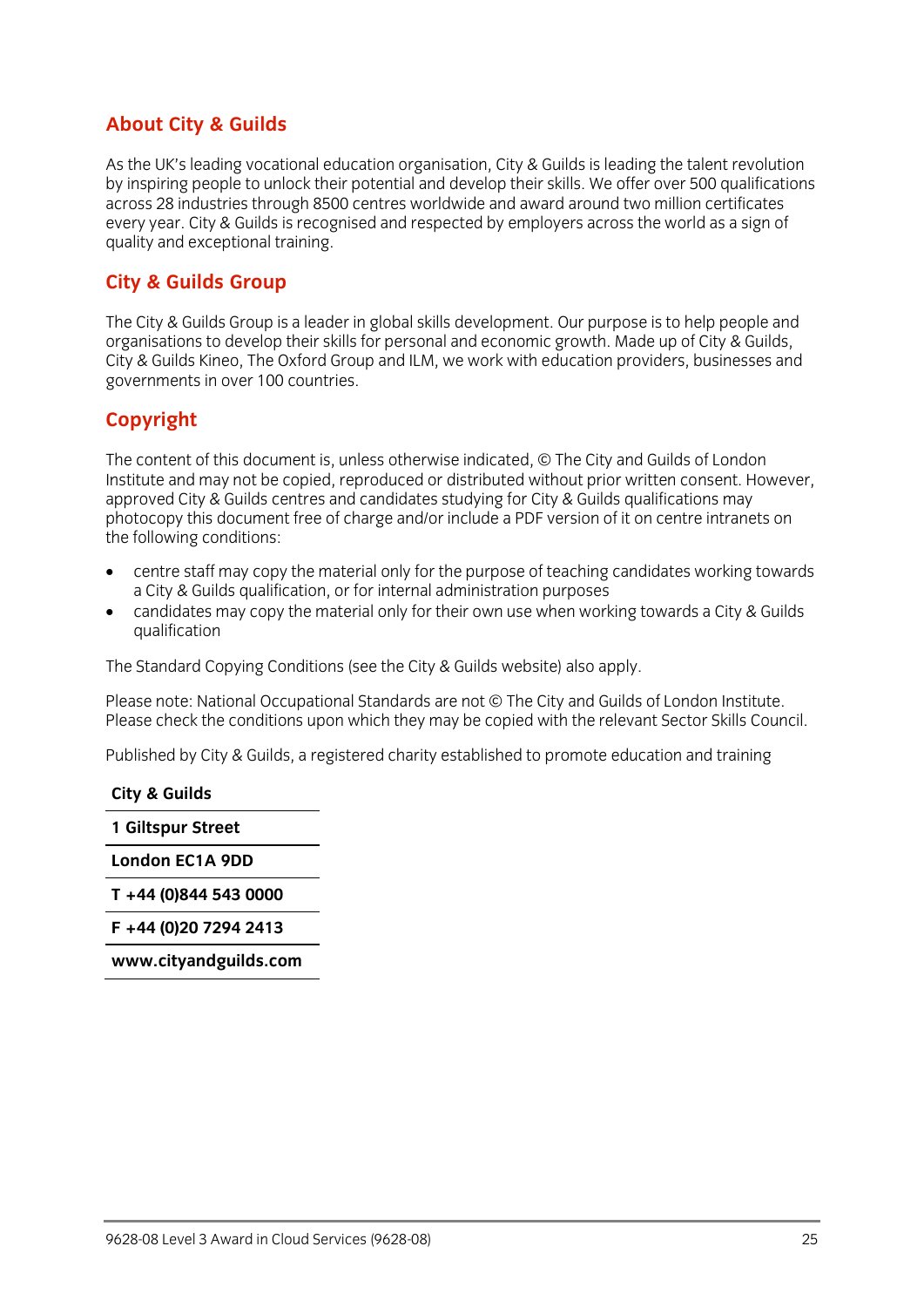## About City & Guilds

As the UK's leading vocational education organisation, City & Guilds is leading the talent revolution by inspiring people to unlock their potential and develop their skills. We offer over 500 qualifications across 28 industries through 8500 centres worldwide and award around two million certificates every year. City & Guilds is recognised and respected by employers across the world as a sign of quality and exceptional training.

## City & Guilds Group

The City & Guilds Group is a leader in global skills development. Our purpose is to help people and organisations to develop their skills for personal and economic growth. Made up of City & Guilds, City & Guilds Kineo, The Oxford Group and ILM, we work with education providers, businesses and governments in over 100 countries.

## Copyright

The content of this document is, unless otherwise indicated, © The City and Guilds of London Institute and may not be copied, reproduced or distributed without prior written consent. However, approved City & Guilds centres and candidates studying for City & Guilds qualifications may photocopy this document free of charge and/or include a PDF version of it on centre intranets on the following conditions:

- centre staff may copy the material only for the purpose of teaching candidates working towards a City & Guilds qualification, or for internal administration purposes
- candidates may copy the material only for their own use when working towards a City & Guilds qualification

The Standard Copying Conditions (see the City & Guilds website) also apply.

Please note: National Occupational Standards are not © The City and Guilds of London Institute. Please check the conditions upon which they may be copied with the relevant Sector Skills Council.

Published by City & Guilds, a registered charity established to promote education and training

| |
|---|
| **City & Guilds** |
| **1 Giltspur Street** |
| **London EC1A 9DD** |
| **T +44 (0)844 543 0000** |
| **F +44 (0)20 7294 2413** |
| **www.cityandguilds.com** |